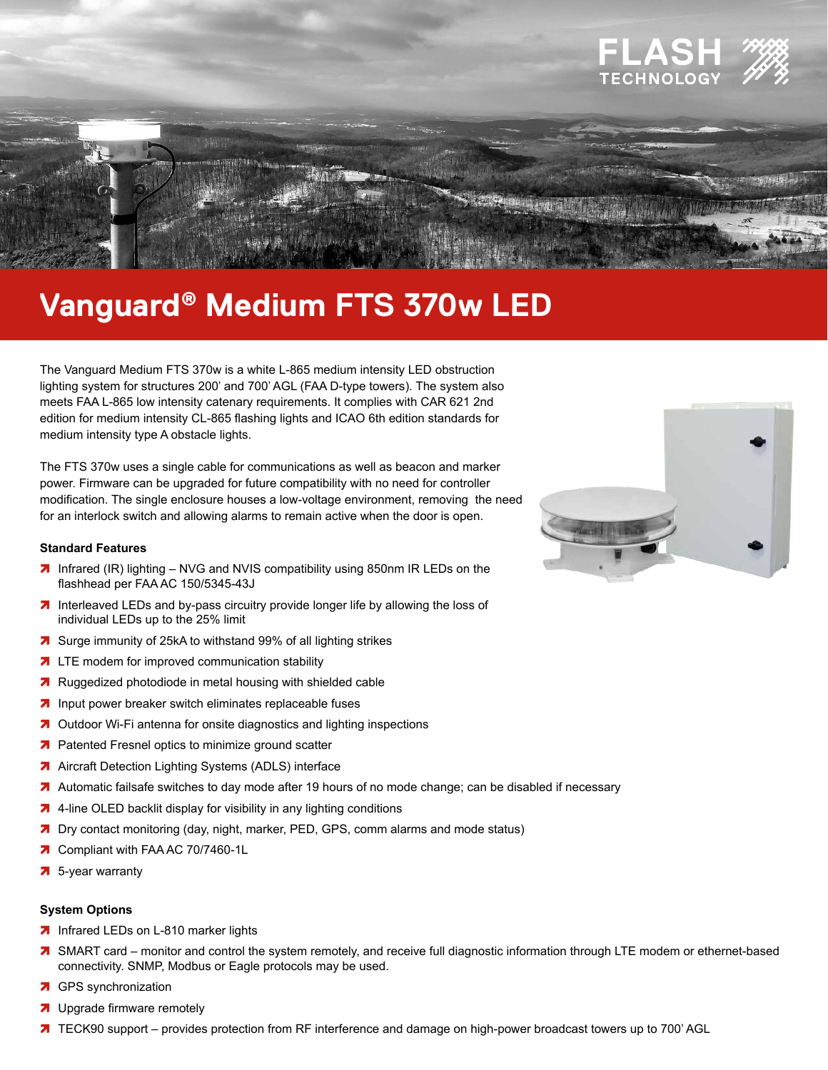# Vanguard® Medium FTS 370w LED

The Vanguard Medium FTS 370w is a white L-865 medium intensity LED obstruction lighting system for structures 200' and 700' AGL (FAA D-type towers). The system also meets FAA L-865 low intensity catenary requirements. It complies with CAR 621 2nd edition for medium intensity CL-865 flashing lights and ICAO 6th edition standards for medium intensity type A obstacle lights.

The FTS 370w uses a single cable for communications as well as beacon and marker power. Firmware can be upgraded for future compatibility with no need for controller modification. The single enclosure houses a low-voltage environment, removing the need for an interlock switch and allowing alarms to remain active when the door is open.

**Standard Features**

- Infrared (IR) lighting – NVG and NVIS compatibility using 850nm IR LEDs on the flashhead per FAA AC 150/5345-43J
- Interleaved LEDs and by-pass circuitry provide longer life by allowing the loss of individual LEDs up to the 25% limit
- Surge immunity of 25kA to withstand 99% of all lighting strikes
- LTE modem for improved communication stability
- Ruggedized photodiode in metal housing with shielded cable
- Input power breaker switch eliminates replaceable fuses
- Outdoor Wi-Fi antenna for onsite diagnostics and lighting inspections
- Patented Fresnel optics to minimize ground scatter
- Aircraft Detection Lighting Systems (ADLS) interface
- Automatic failsafe switches to day mode after 19 hours of no mode change; can be disabled if necessary
- 4-line OLED backlit display for visibility in any lighting conditions
- Dry contact monitoring (day, night, marker, PED, GPS, comm alarms and mode status)
- Compliant with FAA AC 70/7460-1L
- 5-year warranty

**System Options**

- Infrared LEDs on L-810 marker lights
- SMART card – monitor and control the system remotely, and receive full diagnostic information through LTE modem or ethernet-based connectivity. SNMP, Modbus or Eagle protocols may be used.
- GPS synchronization
- Upgrade firmware remotely
- TECK90 support – provides protection from RF interference and damage on high-power broadcast towers up to 700' AGL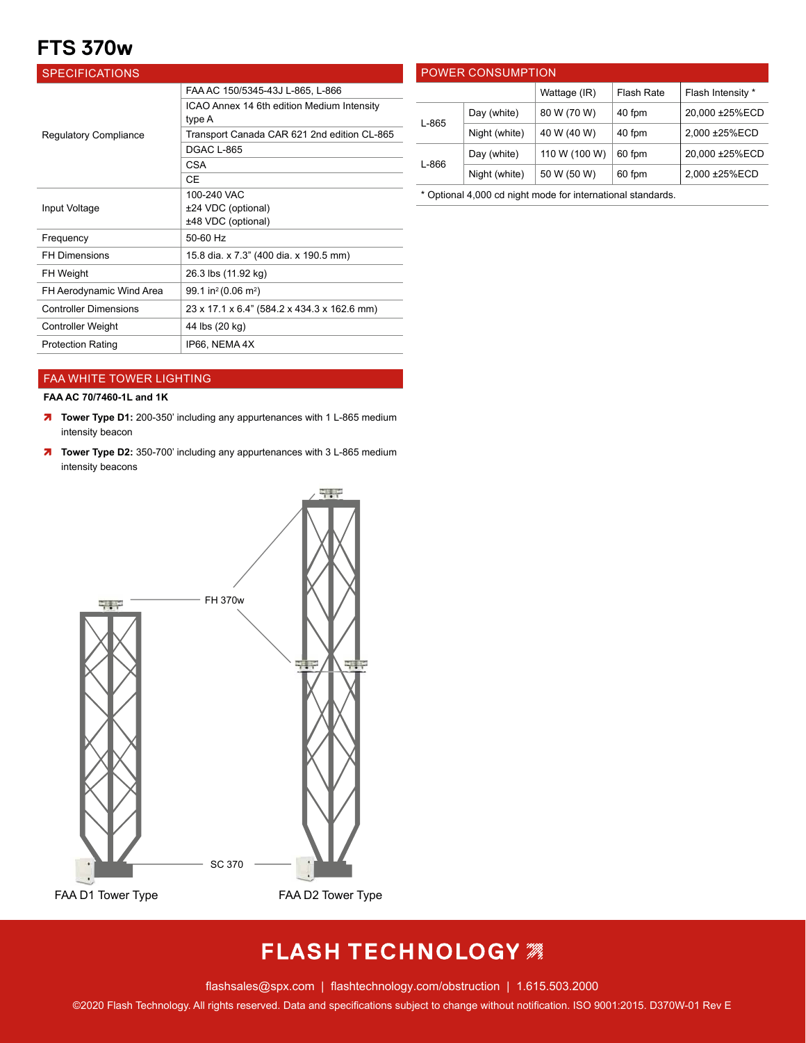# FTS 370w

## SPECIFICATIONS

| | |
|---|---|
| Regulatory Compliance | FAA AC 150/5345-43J L-865, L-866 |
| | ICAO Annex 14 6th edition Medium Intensity type A |
| | Transport Canada CAR 621 2nd edition CL-865 |
| | DGAC L-865 |
| | CSA |
| | CE |
| Input Voltage | 100-240 VAC<br>±24 VDC (optional)<br>±48 VDC (optional) |
| Frequency | 50-60 Hz |
| FH Dimensions | 15.8 dia. x 7.3" (400 dia. x 190.5 mm) |
| FH Weight | 26.3 lbs (11.92 kg) |
| FH Aerodynamic Wind Area | 99.1 $in^2$ (0.06 $m^2$) |
| Controller Dimensions | 23 x 17.1 x 6.4" (584.2 x 434.3 x 162.6 mm) |
| Controller Weight | 44 lbs (20 kg) |
| Protection Rating | IP66, NEMA 4X |

## FAA WHITE TOWER LIGHTING

**FAA AC 70/7460-1L and 1K**

- **Tower Type D1:** 200-350' including any appurtenances with 1 L-865 medium intensity beacon
- **Tower Type D2:** 350-700' including any appurtenances with 3 L-865 medium intensity beacons

FH 370w

SC 370

FAA D1 Tower Type

FAA D2 Tower Type

## POWER CONSUMPTION

| | | Wattage (IR) | Flash Rate | Flash Intensity * |
|---|---|---|---|---|
| L-865 | Day (white) | 80 W (70 W) | 40 fpm | 20,000 ±25%ECD |
| | Night (white) | 40 W (40 W) | 40 fpm | 2,000 ±25%ECD |
| L-866 | Day (white) | 110 W (100 W) | 60 fpm | 20,000 ±25%ECD |
| | Night (white) | 50 W (50 W) | 60 fpm | 2,000 ±25%ECD |

* Optional 4,000 cd night mode for international standards.

**FLASH TECHNOLOGY**

flashsales@spx.com | flashtechnology.com/obstruction | 1.615.503.2000

©2020 Flash Technology. All rights reserved. Data and specifications subject to change without notification. ISO 9001:2015. D370W-01 Rev E